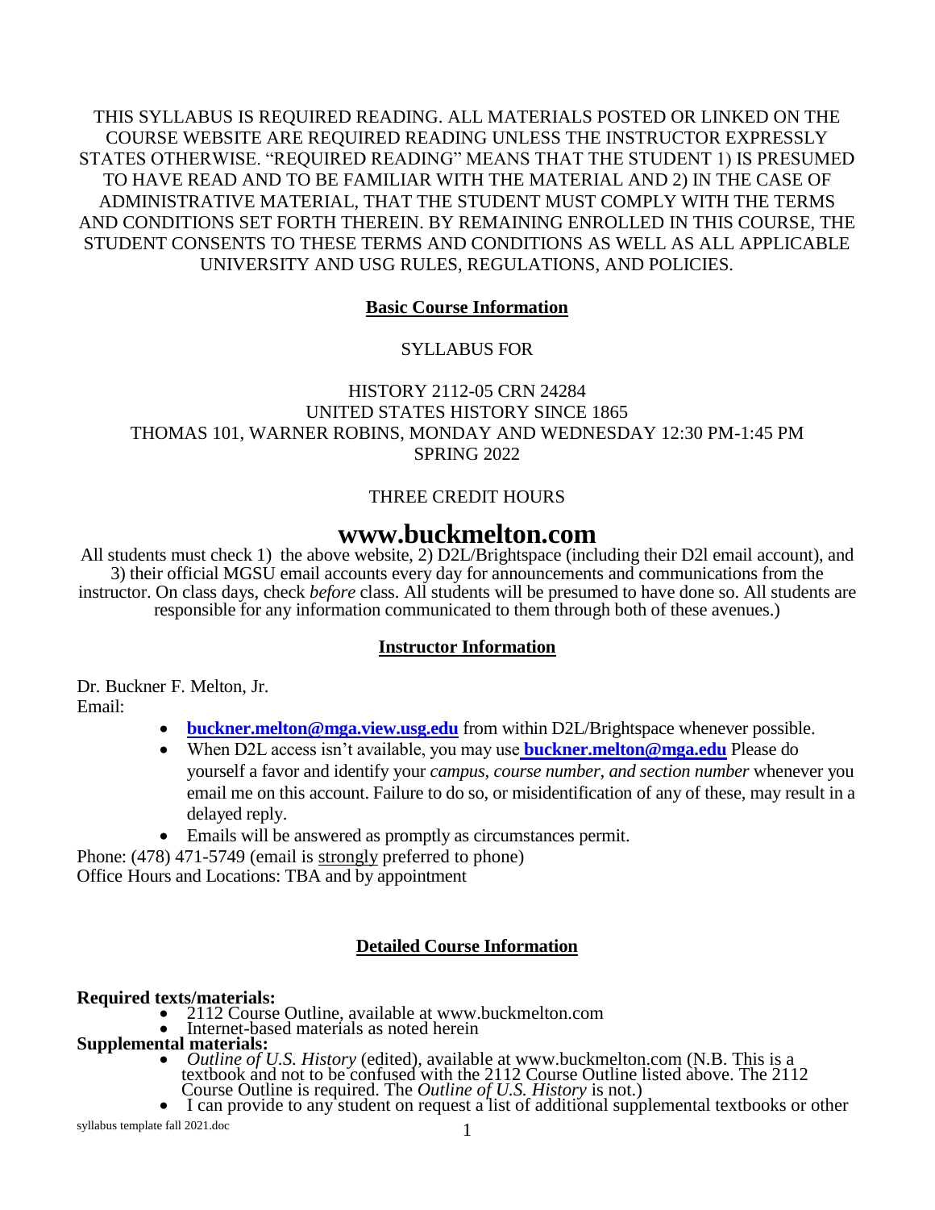THIS SYLLABUS IS REQUIRED READING. ALL MATERIALS POSTED OR LINKED ON THE COURSE WEBSITE ARE REQUIRED READING UNLESS THE INSTRUCTOR EXPRESSLY STATES OTHERWISE. "REQUIRED READING" MEANS THAT THE STUDENT 1) IS PRESUMED TO HAVE READ AND TO BE FAMILIAR WITH THE MATERIAL AND 2) IN THE CASE OF ADMINISTRATIVE MATERIAL, THAT THE STUDENT MUST COMPLY WITH THE TERMS AND CONDITIONS SET FORTH THEREIN. BY REMAINING ENROLLED IN THIS COURSE, THE STUDENT CONSENTS TO THESE TERMS AND CONDITIONS AS WELL AS ALL APPLICABLE UNIVERSITY AND USG RULES, REGULATIONS, AND POLICIES.

## Basic Course Information

SYLLABUS FOR

HISTORY 2112-05 CRN 24284
UNITED STATES HISTORY SINCE 1865
THOMAS 101, WARNER ROBINS, MONDAY AND WEDNESDAY 12:30 PM-1:45 PM
SPRING 2022

THREE CREDIT HOURS

# www.buckmelton.com

All students must check 1) the above website, 2) D2L/Brightspace (including their D2l email account), and 3) their official MGSU email accounts every day for announcements and communications from the instructor. On class days, check *before* class. All students will be presumed to have done so. All students are responsible for any information communicated to them through both of these avenues.)

## Instructor Information

Dr. Buckner F. Melton, Jr.
Email:

- **buckner.melton@mga.view.usg.edu** from within D2L/Brightspace whenever possible.
- When D2L access isn't available, you may use **buckner.melton@mga.edu** Please do yourself a favor and identify your *campus, course number, and section number* whenever you email me on this account. Failure to do so, or misidentification of any of these, may result in a delayed reply.
- Emails will be answered as promptly as circumstances permit.

Phone: (478) 471-5749 (email is strongly preferred to phone)
Office Hours and Locations: TBA and by appointment

## Detailed Course Information

**Required texts/materials:**

- 2112 Course Outline, available at www.buckmelton.com
- Internet-based materials as noted herein

**Supplemental materials:**

- *Outline of U.S. History* (edited), available at www.buckmelton.com (N.B. This is a textbook and not to be confused with the 2112 Course Outline listed above. The 2112 Course Outline is required. The *Outline of U.S. History* is not.)
- I can provide to any student on request a list of additional supplemental textbooks or other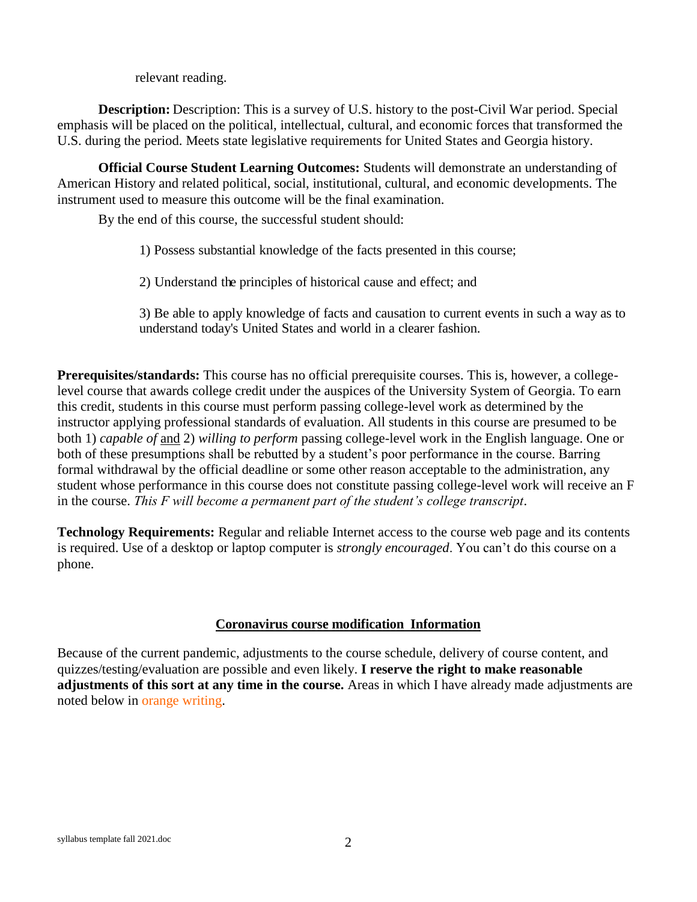relevant reading.

**Description:** Description: This is a survey of U.S. history to the post-Civil War period. Special emphasis will be placed on the political, intellectual, cultural, and economic forces that transformed the U.S. during the period. Meets state legislative requirements for United States and Georgia history.

**Official Course Student Learning Outcomes:** Students will demonstrate an understanding of American History and related political, social, institutional, cultural, and economic developments. The instrument used to measure this outcome will be the final examination.

By the end of this course, the successful student should:

1) Possess substantial knowledge of the facts presented in this course;

2) Understand the principles of historical cause and effect; and

3) Be able to apply knowledge of facts and causation to current events in such a way as to understand today's United States and world in a clearer fashion.

**Prerequisites/standards:** This course has no official prerequisite courses. This is, however, a college-level course that awards college credit under the auspices of the University System of Georgia. To earn this credit, students in this course must perform passing college-level work as determined by the instructor applying professional standards of evaluation. All students in this course are presumed to be both 1) *capable of* <u>and</u> 2) *willing to perform* passing college-level work in the English language. One or both of these presumptions shall be rebutted by a student's poor performance in the course. Barring formal withdrawal by the official deadline or some other reason acceptable to the administration, any student whose performance in this course does not constitute passing college-level work will receive an F in the course. *This F will become a permanent part of the student's college transcript*.

**Technology Requirements:** Regular and reliable Internet access to the course web page and its contents is required. Use of a desktop or laptop computer is *strongly encouraged*. You can't do this course on a phone.

## <u>Coronavirus course modification Information</u>

Because of the current pandemic, adjustments to the course schedule, delivery of course content, and quizzes/testing/evaluation are possible and even likely. **I reserve the right to make reasonable adjustments of this sort at any time in the course.** Areas in which I have already made adjustments are noted below in orange writing.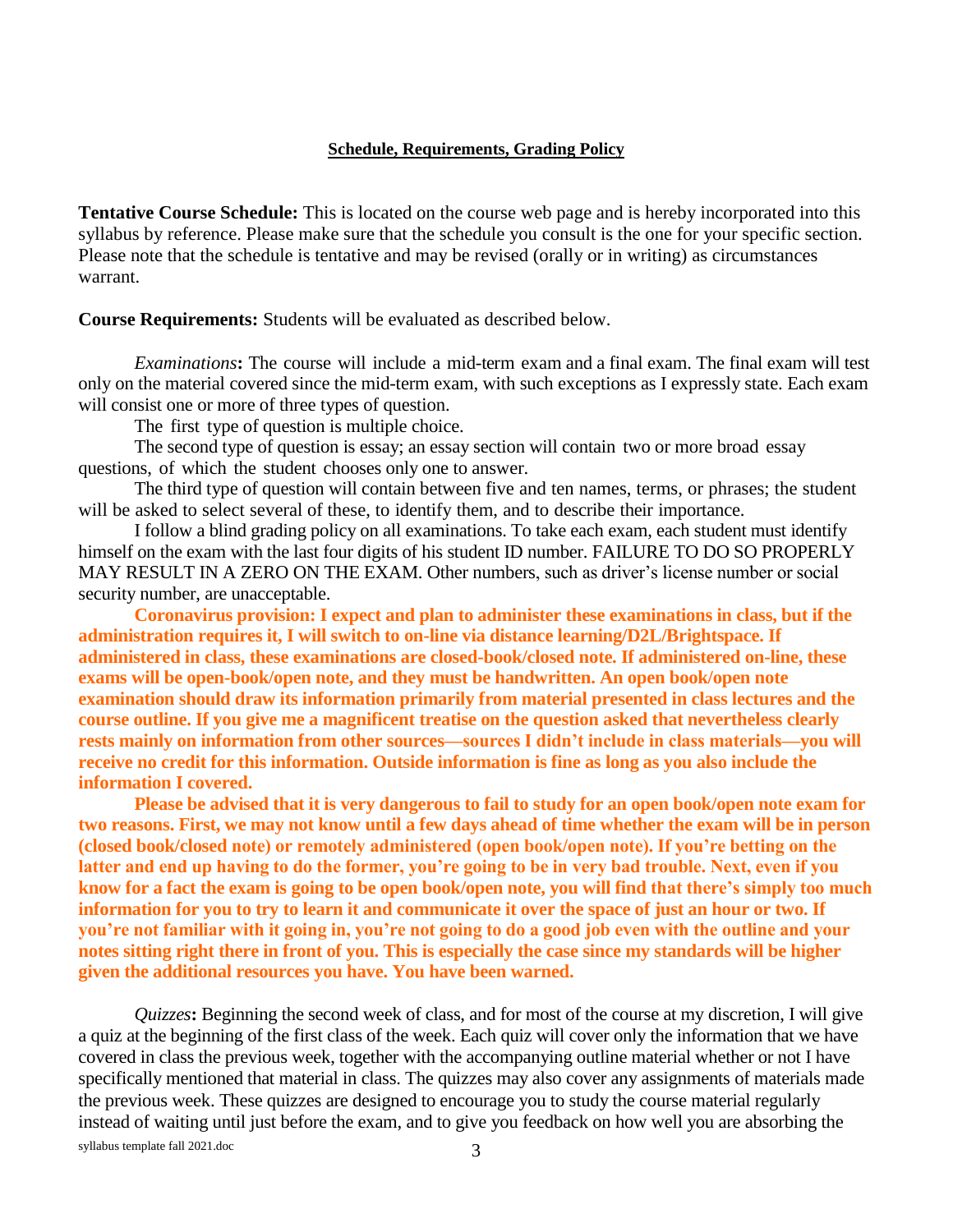**Schedule, Requirements, Grading Policy**

**Tentative Course Schedule:** This is located on the course web page and is hereby incorporated into this syllabus by reference. Please make sure that the schedule you consult is the one for your specific section. Please note that the schedule is tentative and may be revised (orally or in writing) as circumstances warrant.

**Course Requirements:** Students will be evaluated as described below.

*Examinations***:** The course will include a mid-term exam and a final exam. The final exam will test only on the material covered since the mid-term exam, with such exceptions as I expressly state. Each exam will consist one or more of three types of question.

The first type of question is multiple choice.

The second type of question is essay; an essay section will contain two or more broad essay questions, of which the student chooses only one to answer.

The third type of question will contain between five and ten names, terms, or phrases; the student will be asked to select several of these, to identify them, and to describe their importance.

I follow a blind grading policy on all examinations. To take each exam, each student must identify himself on the exam with the last four digits of his student ID number. FAILURE TO DO SO PROPERLY MAY RESULT IN A ZERO ON THE EXAM. Other numbers, such as driver's license number or social security number, are unacceptable.

**Coronavirus provision: I expect and plan to administer these examinations in class, but if the administration requires it, I will switch to on-line via distance learning/D2L/Brightspace. If administered in class, these examinations are closed-book/closed note. If administered on-line, these exams will be open-book/open note, and they must be handwritten. An open book/open note examination should draw its information primarily from material presented in class lectures and the course outline. If you give me a magnificent treatise on the question asked that nevertheless clearly rests mainly on information from other sources—sources I didn't include in class materials—you will receive no credit for this information. Outside information is fine as long as you also include the information I covered.**

**Please be advised that it is very dangerous to fail to study for an open book/open note exam for two reasons. First, we may not know until a few days ahead of time whether the exam will be in person (closed book/closed note) or remotely administered (open book/open note). If you're betting on the latter and end up having to do the former, you're going to be in very bad trouble. Next, even if you know for a fact the exam is going to be open book/open note, you will find that there's simply too much information for you to try to learn it and communicate it over the space of just an hour or two. If you're not familiar with it going in, you're not going to do a good job even with the outline and your notes sitting right there in front of you. This is especially the case since my standards will be higher given the additional resources you have. You have been warned.**

*Quizzes***:** Beginning the second week of class, and for most of the course at my discretion, I will give a quiz at the beginning of the first class of the week. Each quiz will cover only the information that we have covered in class the previous week, together with the accompanying outline material whether or not I have specifically mentioned that material in class. The quizzes may also cover any assignments of materials made the previous week. These quizzes are designed to encourage you to study the course material regularly instead of waiting until just before the exam, and to give you feedback on how well you are absorbing the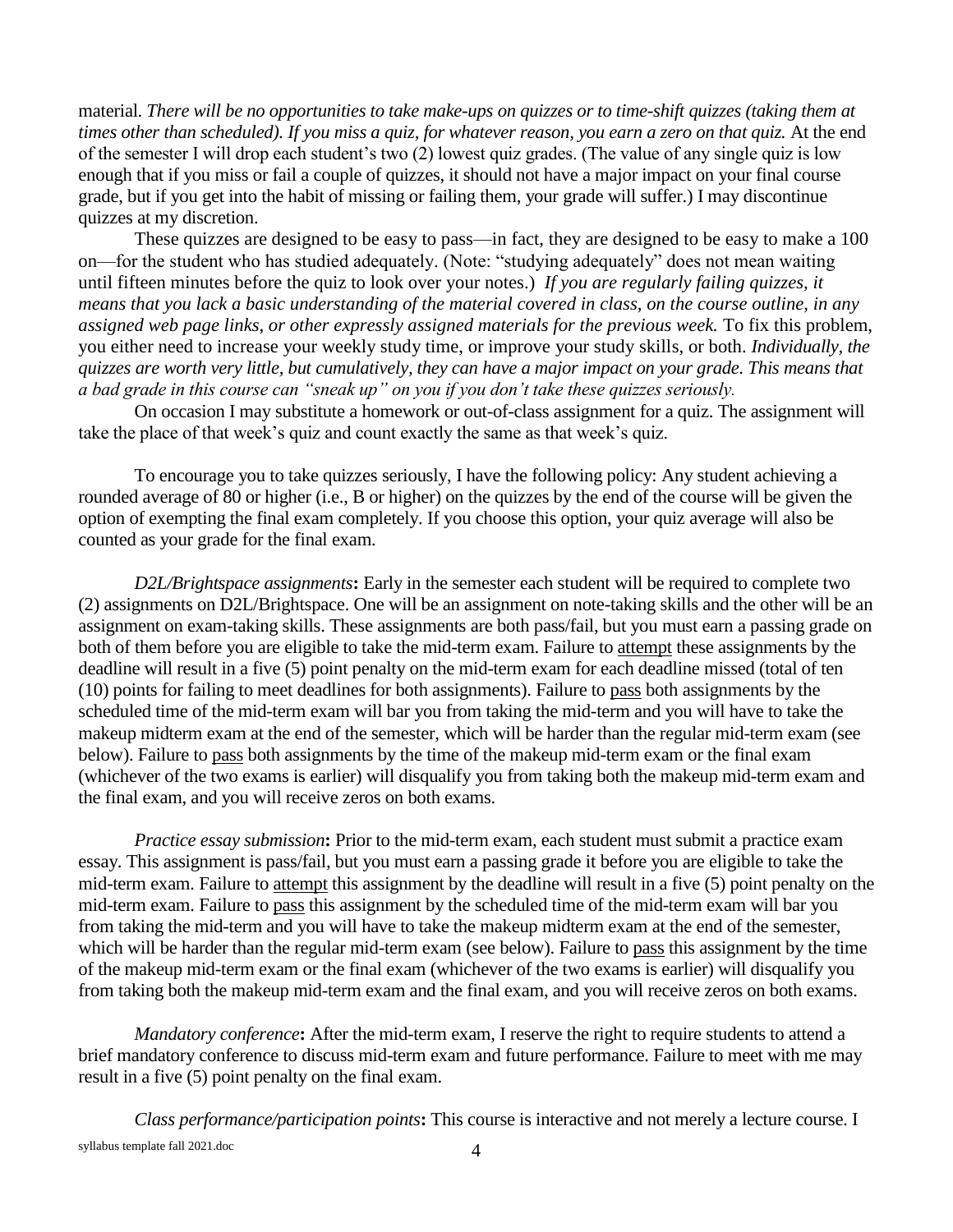material. *There will be no opportunities to take make-ups on quizzes or to time-shift quizzes (taking them at times other than scheduled). If you miss a quiz, for whatever reason, you earn a zero on that quiz.* At the end of the semester I will drop each student's two (2) lowest quiz grades. (The value of any single quiz is low enough that if you miss or fail a couple of quizzes, it should not have a major impact on your final course grade, but if you get into the habit of missing or failing them, your grade will suffer.) I may discontinue quizzes at my discretion.

These quizzes are designed to be easy to pass—in fact, they are designed to be easy to make a 100 on—for the student who has studied adequately. (Note: "studying adequately" does not mean waiting until fifteen minutes before the quiz to look over your notes.) *If you are regularly failing quizzes, it means that you lack a basic understanding of the material covered in class, on the course outline, in any assigned web page links, or other expressly assigned materials for the previous week.* To fix this problem, you either need to increase your weekly study time, or improve your study skills, or both. *Individually, the quizzes are worth very little, but cumulatively, they can have a major impact on your grade. This means that a bad grade in this course can "sneak up" on you if you don't take these quizzes seriously.*

On occasion I may substitute a homework or out-of-class assignment for a quiz. The assignment will take the place of that week's quiz and count exactly the same as that week's quiz.

To encourage you to take quizzes seriously, I have the following policy: Any student achieving a rounded average of 80 or higher (i.e., B or higher) on the quizzes by the end of the course will be given the option of exempting the final exam completely. If you choose this option, your quiz average will also be counted as your grade for the final exam.

*D2L/Brightspace assignments*: Early in the semester each student will be required to complete two (2) assignments on D2L/Brightspace. One will be an assignment on note-taking skills and the other will be an assignment on exam-taking skills. These assignments are both pass/fail, but you must earn a passing grade on both of them before you are eligible to take the mid-term exam. Failure to attempt these assignments by the deadline will result in a five (5) point penalty on the mid-term exam for each deadline missed (total of ten (10) points for failing to meet deadlines for both assignments). Failure to pass both assignments by the scheduled time of the mid-term exam will bar you from taking the mid-term and you will have to take the makeup midterm exam at the end of the semester, which will be harder than the regular mid-term exam (see below). Failure to pass both assignments by the time of the makeup mid-term exam or the final exam (whichever of the two exams is earlier) will disqualify you from taking both the makeup mid-term exam and the final exam, and you will receive zeros on both exams.

*Practice essay submission*: Prior to the mid-term exam, each student must submit a practice exam essay. This assignment is pass/fail, but you must earn a passing grade it before you are eligible to take the mid-term exam. Failure to attempt this assignment by the deadline will result in a five (5) point penalty on the mid-term exam. Failure to pass this assignment by the scheduled time of the mid-term exam will bar you from taking the mid-term and you will have to take the makeup midterm exam at the end of the semester, which will be harder than the regular mid-term exam (see below). Failure to pass this assignment by the time of the makeup mid-term exam or the final exam (whichever of the two exams is earlier) will disqualify you from taking both the makeup mid-term exam and the final exam, and you will receive zeros on both exams.

*Mandatory conference*: After the mid-term exam, I reserve the right to require students to attend a brief mandatory conference to discuss mid-term exam and future performance. Failure to meet with me may result in a five (5) point penalty on the final exam.

*Class performance/participation points*: This course is interactive and not merely a lecture course. I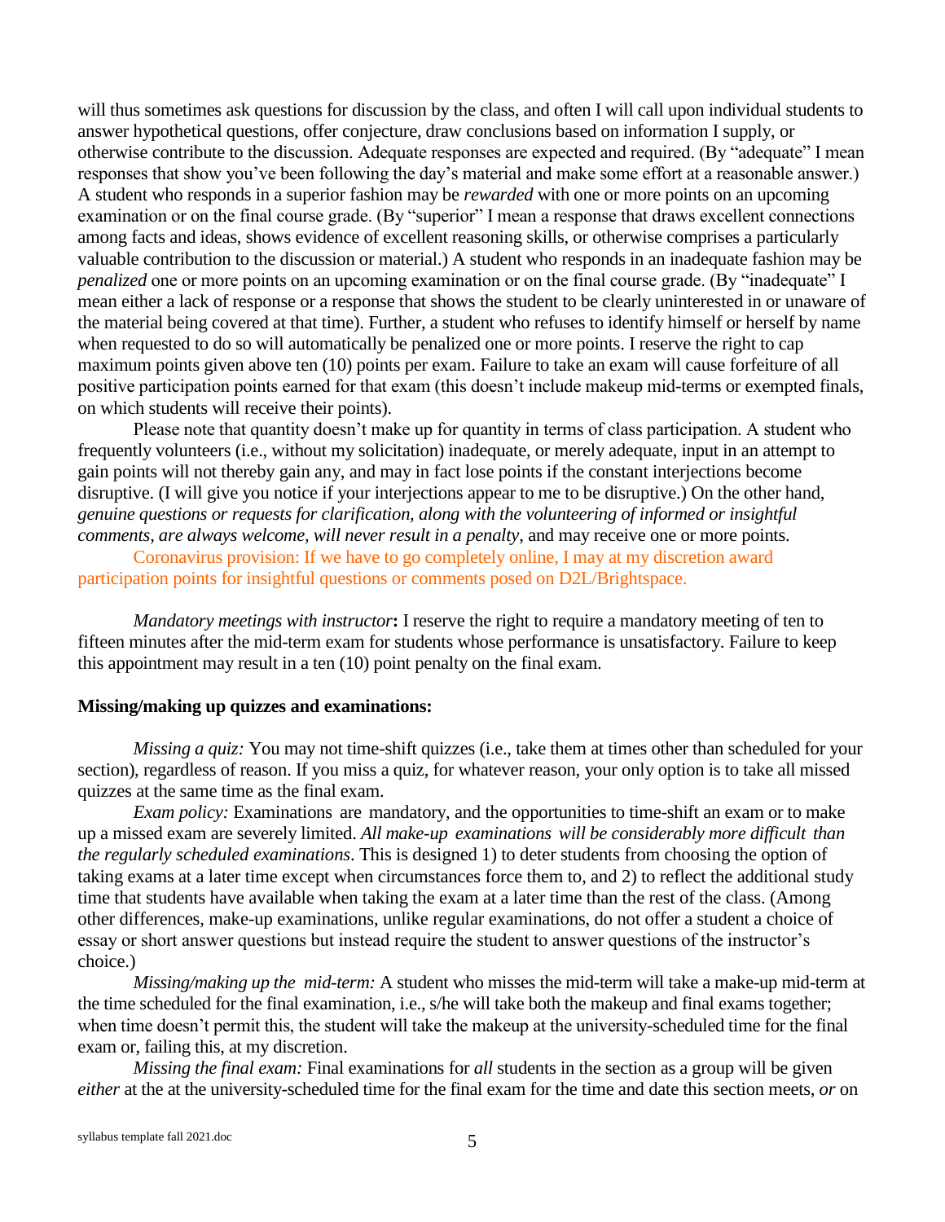will thus sometimes ask questions for discussion by the class, and often I will call upon individual students to answer hypothetical questions, offer conjecture, draw conclusions based on information I supply, or otherwise contribute to the discussion. Adequate responses are expected and required. (By "adequate" I mean responses that show you've been following the day's material and make some effort at a reasonable answer.) A student who responds in a superior fashion may be *rewarded* with one or more points on an upcoming examination or on the final course grade. (By "superior" I mean a response that draws excellent connections among facts and ideas, shows evidence of excellent reasoning skills, or otherwise comprises a particularly valuable contribution to the discussion or material.) A student who responds in an inadequate fashion may be *penalized* one or more points on an upcoming examination or on the final course grade. (By "inadequate" I mean either a lack of response or a response that shows the student to be clearly uninterested in or unaware of the material being covered at that time). Further, a student who refuses to identify himself or herself by name when requested to do so will automatically be penalized one or more points. I reserve the right to cap maximum points given above ten (10) points per exam. Failure to take an exam will cause forfeiture of all positive participation points earned for that exam (this doesn't include makeup mid-terms or exempted finals, on which students will receive their points).

Please note that quantity doesn't make up for quantity in terms of class participation. A student who frequently volunteers (i.e., without my solicitation) inadequate, or merely adequate, input in an attempt to gain points will not thereby gain any, and may in fact lose points if the constant interjections become disruptive. (I will give you notice if your interjections appear to me to be disruptive.) On the other hand, *genuine questions or requests for clarification, along with the volunteering of informed or insightful comments, are always welcome, will never result in a penalty*, and may receive one or more points.

Coronavirus provision: If we have to go completely online, I may at my discretion award participation points for insightful questions or comments posed on D2L/Brightspace.

*Mandatory meetings with instructor*: I reserve the right to require a mandatory meeting of ten to fifteen minutes after the mid-term exam for students whose performance is unsatisfactory. Failure to keep this appointment may result in a ten (10) point penalty on the final exam.

**Missing/making up quizzes and examinations:**

*Missing a quiz:* You may not time-shift quizzes (i.e., take them at times other than scheduled for your section), regardless of reason. If you miss a quiz, for whatever reason, your only option is to take all missed quizzes at the same time as the final exam.

*Exam policy:* Examinations are mandatory, and the opportunities to time-shift an exam or to make up a missed exam are severely limited. *All make-up examinations will be considerably more difficult than the regularly scheduled examinations*. This is designed 1) to deter students from choosing the option of taking exams at a later time except when circumstances force them to, and 2) to reflect the additional study time that students have available when taking the exam at a later time than the rest of the class. (Among other differences, make-up examinations, unlike regular examinations, do not offer a student a choice of essay or short answer questions but instead require the student to answer questions of the instructor's choice.)

*Missing/making up the mid-term:* A student who misses the mid-term will take a make-up mid-term at the time scheduled for the final examination, i.e., s/he will take both the makeup and final exams together; when time doesn't permit this, the student will take the makeup at the university-scheduled time for the final exam or, failing this, at my discretion.

*Missing the final exam:* Final examinations for *all* students in the section as a group will be given *either* at the at the university-scheduled time for the final exam for the time and date this section meets, *or* on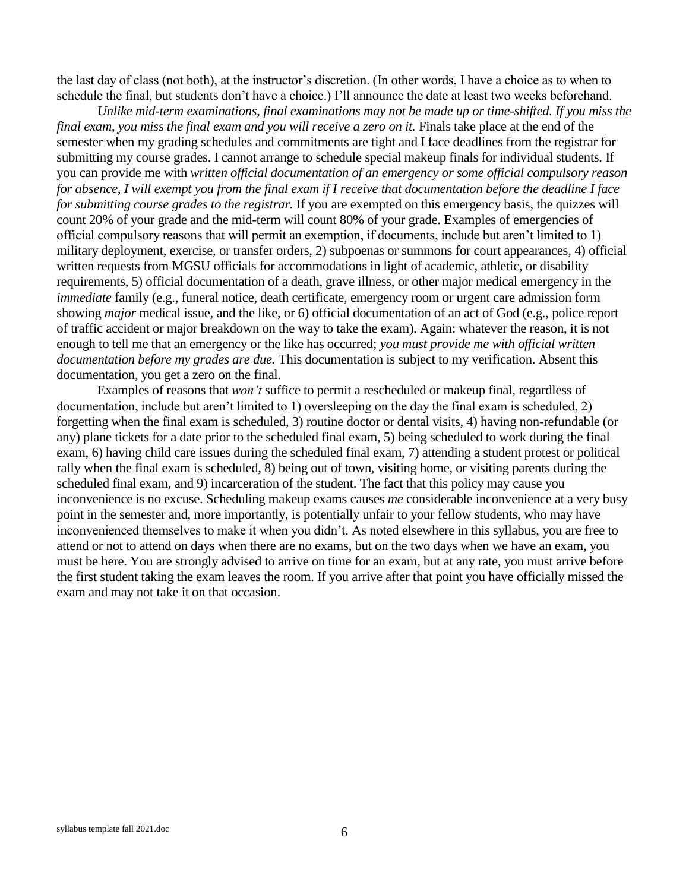the last day of class (not both), at the instructor's discretion. (In other words, I have a choice as to when to schedule the final, but students don't have a choice.) I'll announce the date at least two weeks beforehand.

*Unlike mid-term examinations, final examinations may not be made up or time-shifted. If you miss the final exam, you miss the final exam and you will receive a zero on it.* Finals take place at the end of the semester when my grading schedules and commitments are tight and I face deadlines from the registrar for submitting my course grades. I cannot arrange to schedule special makeup finals for individual students. If you can provide me with *written official documentation of an emergency or some official compulsory reason for absence, I will exempt you from the final exam if I receive that documentation before the deadline I face for submitting course grades to the registrar.* If you are exempted on this emergency basis, the quizzes will count 20% of your grade and the mid-term will count 80% of your grade. Examples of emergencies of official compulsory reasons that will permit an exemption, if documents, include but aren't limited to 1) military deployment, exercise, or transfer orders, 2) subpoenas or summons for court appearances, 4) official written requests from MGSU officials for accommodations in light of academic, athletic, or disability requirements, 5) official documentation of a death, grave illness, or other major medical emergency in the *immediate* family (e.g., funeral notice, death certificate, emergency room or urgent care admission form showing *major* medical issue, and the like, or 6) official documentation of an act of God (e.g., police report of traffic accident or major breakdown on the way to take the exam). Again: whatever the reason, it is not enough to tell me that an emergency or the like has occurred; *you must provide me with official written documentation before my grades are due.* This documentation is subject to my verification. Absent this documentation, you get a zero on the final.

Examples of reasons that *won't* suffice to permit a rescheduled or makeup final, regardless of documentation, include but aren't limited to 1) oversleeping on the day the final exam is scheduled, 2) forgetting when the final exam is scheduled, 3) routine doctor or dental visits, 4) having non-refundable (or any) plane tickets for a date prior to the scheduled final exam, 5) being scheduled to work during the final exam, 6) having child care issues during the scheduled final exam, 7) attending a student protest or political rally when the final exam is scheduled, 8) being out of town, visiting home, or visiting parents during the scheduled final exam, and 9) incarceration of the student. The fact that this policy may cause you inconvenience is no excuse. Scheduling makeup exams causes *me* considerable inconvenience at a very busy point in the semester and, more importantly, is potentially unfair to your fellow students, who may have inconvenienced themselves to make it when you didn't. As noted elsewhere in this syllabus, you are free to attend or not to attend on days when there are no exams, but on the two days when we have an exam, you must be here. You are strongly advised to arrive on time for an exam, but at any rate, you must arrive before the first student taking the exam leaves the room. If you arrive after that point you have officially missed the exam and may not take it on that occasion.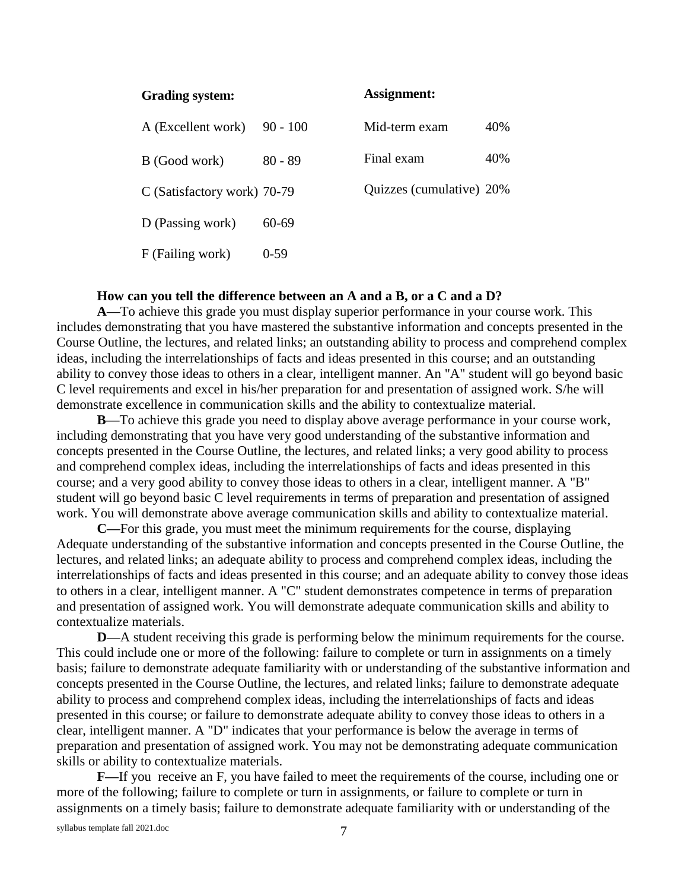| Grading system: | | Assignment: | |
|---|---|---|---|
| A (Excellent work) | 90 - 100 | Mid-term exam | 40% |
| B (Good work) | 80 - 89 | Final exam | 40% |
| C (Satisfactory work) | 70-79 | Quizzes (cumulative) | 20% |
| D (Passing work) | 60-69 | | |
| F (Failing work) | 0-59 | | |

**How can you tell the difference between an A and a B, or a C and a D?**

**A**—To achieve this grade you must display superior performance in your course work. This includes demonstrating that you have mastered the substantive information and concepts presented in the Course Outline, the lectures, and related links; an outstanding ability to process and comprehend complex ideas, including the interrelationships of facts and ideas presented in this course; and an outstanding ability to convey those ideas to others in a clear, intelligent manner. An "A" student will go beyond basic C level requirements and excel in his/her preparation for and presentation of assigned work. S/he will demonstrate excellence in communication skills and the ability to contextualize material.

**B**—To achieve this grade you need to display above average performance in your course work, including demonstrating that you have very good understanding of the substantive information and concepts presented in the Course Outline, the lectures, and related links; a very good ability to process and comprehend complex ideas, including the interrelationships of facts and ideas presented in this course; and a very good ability to convey those ideas to others in a clear, intelligent manner. A "B" student will go beyond basic C level requirements in terms of preparation and presentation of assigned work. You will demonstrate above average communication skills and ability to contextualize material.

**C**—For this grade, you must meet the minimum requirements for the course, displaying Adequate understanding of the substantive information and concepts presented in the Course Outline, the lectures, and related links; an adequate ability to process and comprehend complex ideas, including the interrelationships of facts and ideas presented in this course; and an adequate ability to convey those ideas to others in a clear, intelligent manner. A "C" student demonstrates competence in terms of preparation and presentation of assigned work. You will demonstrate adequate communication skills and ability to contextualize materials.

**D**—A student receiving this grade is performing below the minimum requirements for the course. This could include one or more of the following: failure to complete or turn in assignments on a timely basis; failure to demonstrate adequate familiarity with or understanding of the substantive information and concepts presented in the Course Outline, the lectures, and related links; failure to demonstrate adequate ability to process and comprehend complex ideas, including the interrelationships of facts and ideas presented in this course; or failure to demonstrate adequate ability to convey those ideas to others in a clear, intelligent manner. A "D" indicates that your performance is below the average in terms of preparation and presentation of assigned work. You may not be demonstrating adequate communication skills or ability to contextualize materials.

**F**—If you receive an F, you have failed to meet the requirements of the course, including one or more of the following; failure to complete or turn in assignments, or failure to complete or turn in assignments on a timely basis; failure to demonstrate adequate familiarity with or understanding of the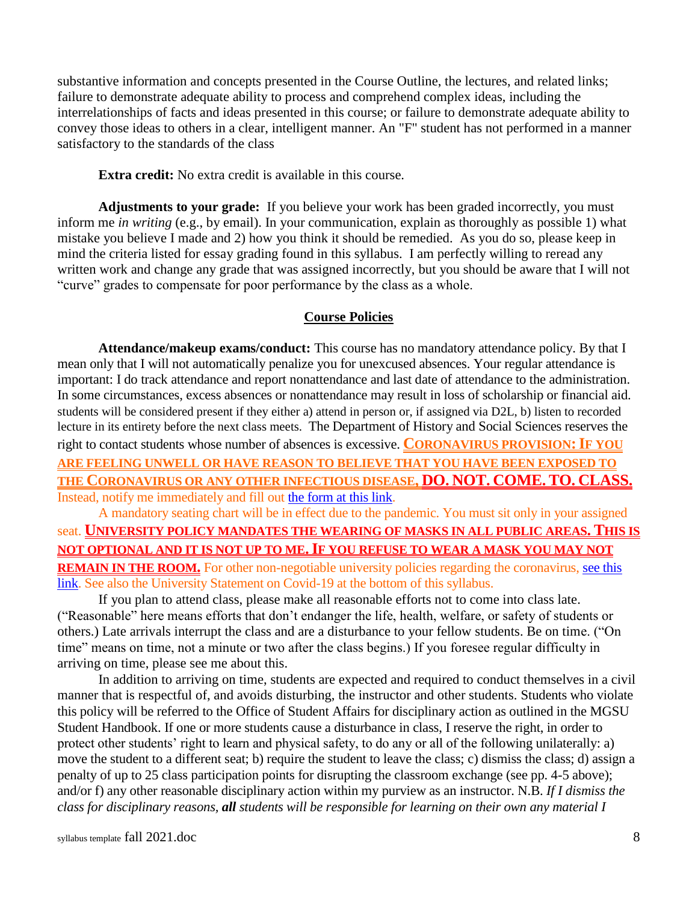substantive information and concepts presented in the Course Outline, the lectures, and related links; failure to demonstrate adequate ability to process and comprehend complex ideas, including the interrelationships of facts and ideas presented in this course; or failure to demonstrate adequate ability to convey those ideas to others in a clear, intelligent manner. An "F" student has not performed in a manner satisfactory to the standards of the class

**Extra credit:** No extra credit is available in this course.

**Adjustments to your grade:** If you believe your work has been graded incorrectly, you must inform me *in writing* (e.g., by email). In your communication, explain as thoroughly as possible 1) what mistake you believe I made and 2) how you think it should be remedied. As you do so, please keep in mind the criteria listed for essay grading found in this syllabus. I am perfectly willing to reread any written work and change any grade that was assigned incorrectly, but you should be aware that I will not "curve" grades to compensate for poor performance by the class as a whole.

## Course Policies

**Attendance/makeup exams/conduct:** This course has no mandatory attendance policy. By that I mean only that I will not automatically penalize you for unexcused absences. Your regular attendance is important: I do track attendance and report nonattendance and last date of attendance to the administration. In some circumstances, excess absences or nonattendance may result in loss of scholarship or financial aid. students will be considered present if they either a) attend in person or, if assigned via D2L, b) listen to recorded lecture in its entirety before the next class meets. The Department of History and Social Sciences reserves the right to contact students whose number of absences is excessive. **CORONAVIRUS PROVISION: IF YOU ARE FEELING UNWELL OR HAVE REASON TO BELIEVE THAT YOU HAVE BEEN EXPOSED TO THE CORONAVIRUS OR ANY OTHER INFECTIOUS DISEASE, DO. NOT. COME. TO. CLASS.** Instead, notify me immediately and fill out the form at this link.

A mandatory seating chart will be in effect due to the pandemic. You must sit only in your assigned seat. **UNIVERSITY POLICY MANDATES THE WEARING OF MASKS IN ALL PUBLIC AREAS. THIS IS NOT OPTIONAL AND IT IS NOT UP TO ME. IF YOU REFUSE TO WEAR A MASK YOU MAY NOT REMAIN IN THE ROOM.** For other non-negotiable university policies regarding the coronavirus, see this link. See also the University Statement on Covid-19 at the bottom of this syllabus.

If you plan to attend class, please make all reasonable efforts not to come into class late. ("Reasonable" here means efforts that don't endanger the life, health, welfare, or safety of students or others.) Late arrivals interrupt the class and are a disturbance to your fellow students. Be on time. ("On time" means on time, not a minute or two after the class begins.) If you foresee regular difficulty in arriving on time, please see me about this.

In addition to arriving on time, students are expected and required to conduct themselves in a civil manner that is respectful of, and avoids disturbing, the instructor and other students. Students who violate this policy will be referred to the Office of Student Affairs for disciplinary action as outlined in the MGSU Student Handbook. If one or more students cause a disturbance in class, I reserve the right, in order to protect other students' right to learn and physical safety, to do any or all of the following unilaterally: a) move the student to a different seat; b) require the student to leave the class; c) dismiss the class; d) assign a penalty of up to 25 class participation points for disrupting the classroom exchange (see pp. 4-5 above); and/or f) any other reasonable disciplinary action within my purview as an instructor. N.B. *If I dismiss the class for disciplinary reasons, **all** students will be responsible for learning on their own any material I*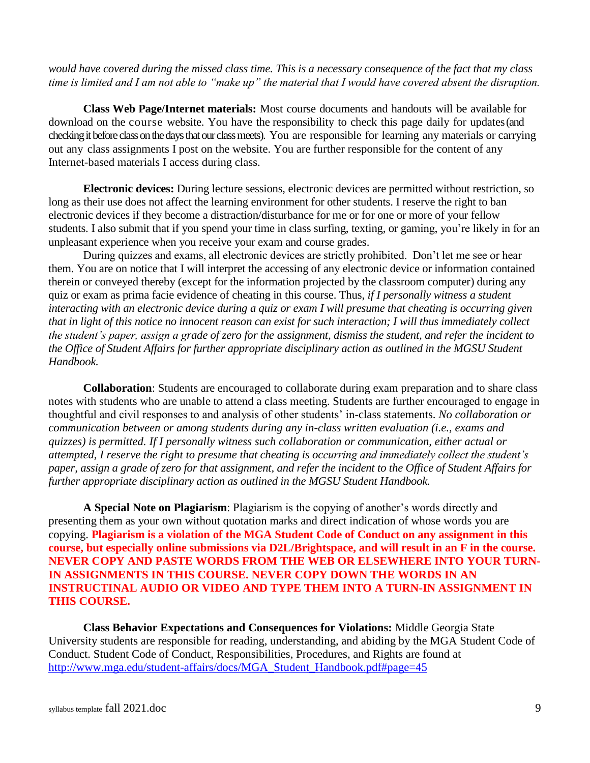*would have covered during the missed class time. This is a necessary consequence of the fact that my class time is limited and I am not able to "make up" the material that I would have covered absent the disruption.*

**Class Web Page/Internet materials:** Most course documents and handouts will be available for download on the course website. You have the responsibility to check this page daily for updates (and checking it before class on the days that our class meets). You are responsible for learning any materials or carrying out any class assignments I post on the website. You are further responsible for the content of any Internet-based materials I access during class.

**Electronic devices:** During lecture sessions, electronic devices are permitted without restriction, so long as their use does not affect the learning environment for other students. I reserve the right to ban electronic devices if they become a distraction/disturbance for me or for one or more of your fellow students. I also submit that if you spend your time in class surfing, texting, or gaming, you're likely in for an unpleasant experience when you receive your exam and course grades.

During quizzes and exams, all electronic devices are strictly prohibited. Don't let me see or hear them. You are on notice that I will interpret the accessing of any electronic device or information contained therein or conveyed thereby (except for the information projected by the classroom computer) during any quiz or exam as prima facie evidence of cheating in this course. Thus, *if I personally witness a student interacting with an electronic device during a quiz or exam I will presume that cheating is occurring given that in light of this notice no innocent reason can exist for such interaction; I will thus immediately collect the student's paper, assign a grade of zero for the assignment, dismiss the student, and refer the incident to the Office of Student Affairs for further appropriate disciplinary action as outlined in the MGSU Student Handbook.*

**Collaboration**: Students are encouraged to collaborate during exam preparation and to share class notes with students who are unable to attend a class meeting. Students are further encouraged to engage in thoughtful and civil responses to and analysis of other students' in-class statements. *No collaboration or communication between or among students during any in-class written evaluation (i.e., exams and quizzes) is permitted. If I personally witness such collaboration or communication, either actual or attempted, I reserve the right to presume that cheating is occurring and immediately collect the student's paper, assign a grade of zero for that assignment, and refer the incident to the Office of Student Affairs for further appropriate disciplinary action as outlined in the MGSU Student Handbook.*

**A Special Note on Plagiarism**: Plagiarism is the copying of another's words directly and presenting them as your own without quotation marks and direct indication of whose words you are copying. **Plagiarism is a violation of the MGA Student Code of Conduct on any assignment in this course, but especially online submissions via D2L/Brightspace, and will result in an F in the course. NEVER COPY AND PASTE WORDS FROM THE WEB OR ELSEWHERE INTO YOUR TURN-IN ASSIGNMENTS IN THIS COURSE. NEVER COPY DOWN THE WORDS IN AN INSTRUCTINAL AUDIO OR VIDEO AND TYPE THEM INTO A TURN-IN ASSIGNMENT IN THIS COURSE.**

**Class Behavior Expectations and Consequences for Violations:** Middle Georgia State University students are responsible for reading, understanding, and abiding by the MGA Student Code of Conduct. Student Code of Conduct, Responsibilities, Procedures, and Rights are found at http://www.mga.edu/student-affairs/docs/MGA_Student_Handbook.pdf#page=45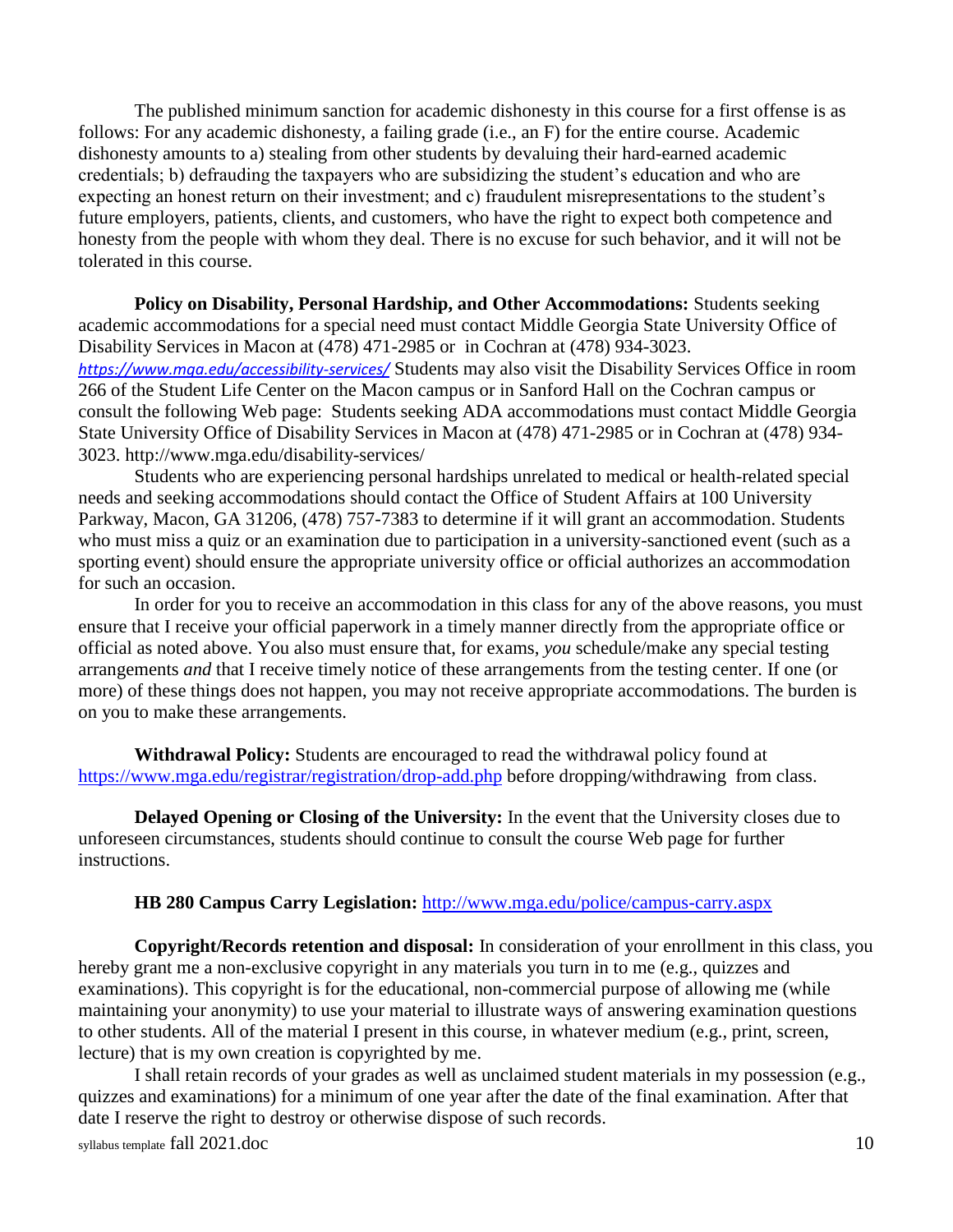The published minimum sanction for academic dishonesty in this course for a first offense is as follows: For any academic dishonesty, a failing grade (i.e., an F) for the entire course. Academic dishonesty amounts to a) stealing from other students by devaluing their hard-earned academic credentials; b) defrauding the taxpayers who are subsidizing the student's education and who are expecting an honest return on their investment; and c) fraudulent misrepresentations to the student's future employers, patients, clients, and customers, who have the right to expect both competence and honesty from the people with whom they deal. There is no excuse for such behavior, and it will not be tolerated in this course.

**Policy on Disability, Personal Hardship, and Other Accommodations:** Students seeking academic accommodations for a special need must contact Middle Georgia State University Office of Disability Services in Macon at (478) 471-2985 or in Cochran at (478) 934-3023. *https://www.mga.edu/accessibility-services/* Students may also visit the Disability Services Office in room 266 of the Student Life Center on the Macon campus or in Sanford Hall on the Cochran campus or consult the following Web page: Students seeking ADA accommodations must contact Middle Georgia State University Office of Disability Services in Macon at (478) 471-2985 or in Cochran at (478) 934-3023. http://www.mga.edu/disability-services/

Students who are experiencing personal hardships unrelated to medical or health-related special needs and seeking accommodations should contact the Office of Student Affairs at 100 University Parkway, Macon, GA 31206, (478) 757-7383 to determine if it will grant an accommodation. Students who must miss a quiz or an examination due to participation in a university-sanctioned event (such as a sporting event) should ensure the appropriate university office or official authorizes an accommodation for such an occasion.

In order for you to receive an accommodation in this class for any of the above reasons, you must ensure that I receive your official paperwork in a timely manner directly from the appropriate office or official as noted above. You also must ensure that, for exams, *you* schedule/make any special testing arrangements *and* that I receive timely notice of these arrangements from the testing center. If one (or more) of these things does not happen, you may not receive appropriate accommodations. The burden is on you to make these arrangements.

**Withdrawal Policy:** Students are encouraged to read the withdrawal policy found at https://www.mga.edu/registrar/registration/drop-add.php before dropping/withdrawing from class.

**Delayed Opening or Closing of the University:** In the event that the University closes due to unforeseen circumstances, students should continue to consult the course Web page for further instructions.

**HB 280 Campus Carry Legislation:** http://www.mga.edu/police/campus-carry.aspx

**Copyright/Records retention and disposal:** In consideration of your enrollment in this class, you hereby grant me a non-exclusive copyright in any materials you turn in to me (e.g., quizzes and examinations). This copyright is for the educational, non-commercial purpose of allowing me (while maintaining your anonymity) to use your material to illustrate ways of answering examination questions to other students. All of the material I present in this course, in whatever medium (e.g., print, screen, lecture) that is my own creation is copyrighted by me.

I shall retain records of your grades as well as unclaimed student materials in my possession (e.g., quizzes and examinations) for a minimum of one year after the date of the final examination. After that date I reserve the right to destroy or otherwise dispose of such records.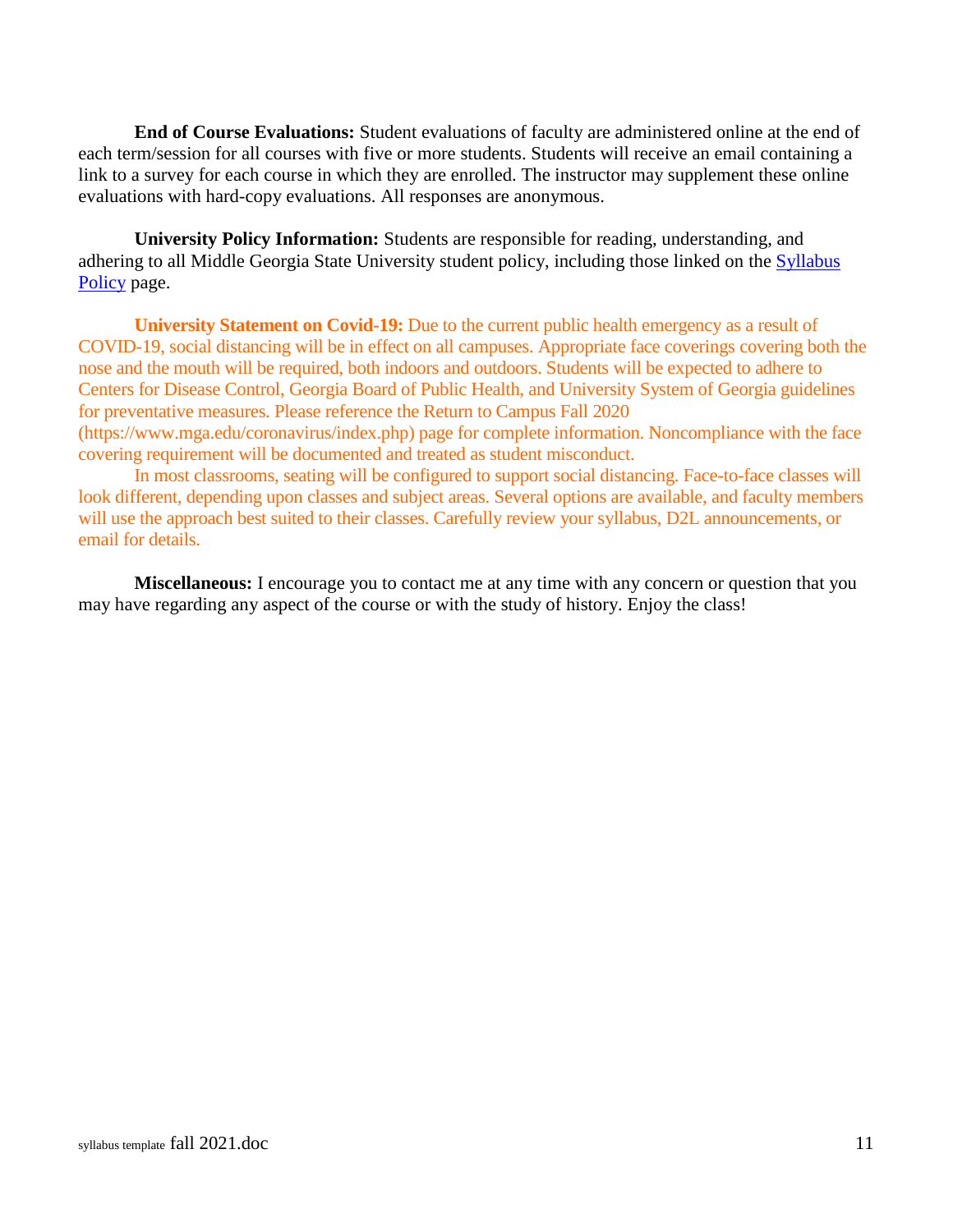**End of Course Evaluations:** Student evaluations of faculty are administered online at the end of each term/session for all courses with five or more students. Students will receive an email containing a link to a survey for each course in which they are enrolled. The instructor may supplement these online evaluations with hard-copy evaluations. All responses are anonymous.

**University Policy Information:** Students are responsible for reading, understanding, and adhering to all Middle Georgia State University student policy, including those linked on the Syllabus Policy page.

**University Statement on Covid-19:** Due to the current public health emergency as a result of COVID-19, social distancing will be in effect on all campuses. Appropriate face coverings covering both the nose and the mouth will be required, both indoors and outdoors. Students will be expected to adhere to Centers for Disease Control, Georgia Board of Public Health, and University System of Georgia guidelines for preventative measures. Please reference the Return to Campus Fall 2020 (https://www.mga.edu/coronavirus/index.php) page for complete information. Noncompliance with the face covering requirement will be documented and treated as student misconduct.

In most classrooms, seating will be configured to support social distancing. Face-to-face classes will look different, depending upon classes and subject areas. Several options are available, and faculty members will use the approach best suited to their classes. Carefully review your syllabus, D2L announcements, or email for details.

**Miscellaneous:** I encourage you to contact me at any time with any concern or question that you may have regarding any aspect of the course or with the study of history. Enjoy the class!